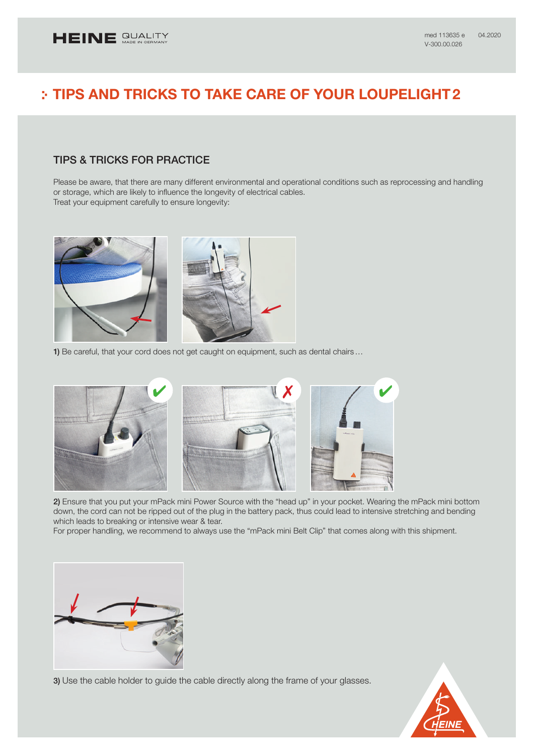# TIPS AND TRICKS TO TAKE CARE OF YOUR LOUPELIGHT 2

## TIPS & TRICKS FOR PRACTICE

Please be aware, that there are many different environmental and operational conditions such as reprocessing and handling or storage, which are likely to influence the longevity of electrical cables.
Treat your equipment carefully to ensure longevity:

**1)** Be careful, that your cord does not get caught on equipment, such as dental chairs…

**2)** Ensure that you put your mPack mini Power Source with the "head up" in your pocket. Wearing the mPack mini bottom down, the cord can not be ripped out of the plug in the battery pack, thus could lead to intensive stretching and bending which leads to breaking or intensive wear & tear.
For proper handling, we recommend to always use the "mPack mini Belt Clip" that comes along with this shipment.

**3)** Use the cable holder to guide the cable directly along the frame of your glasses.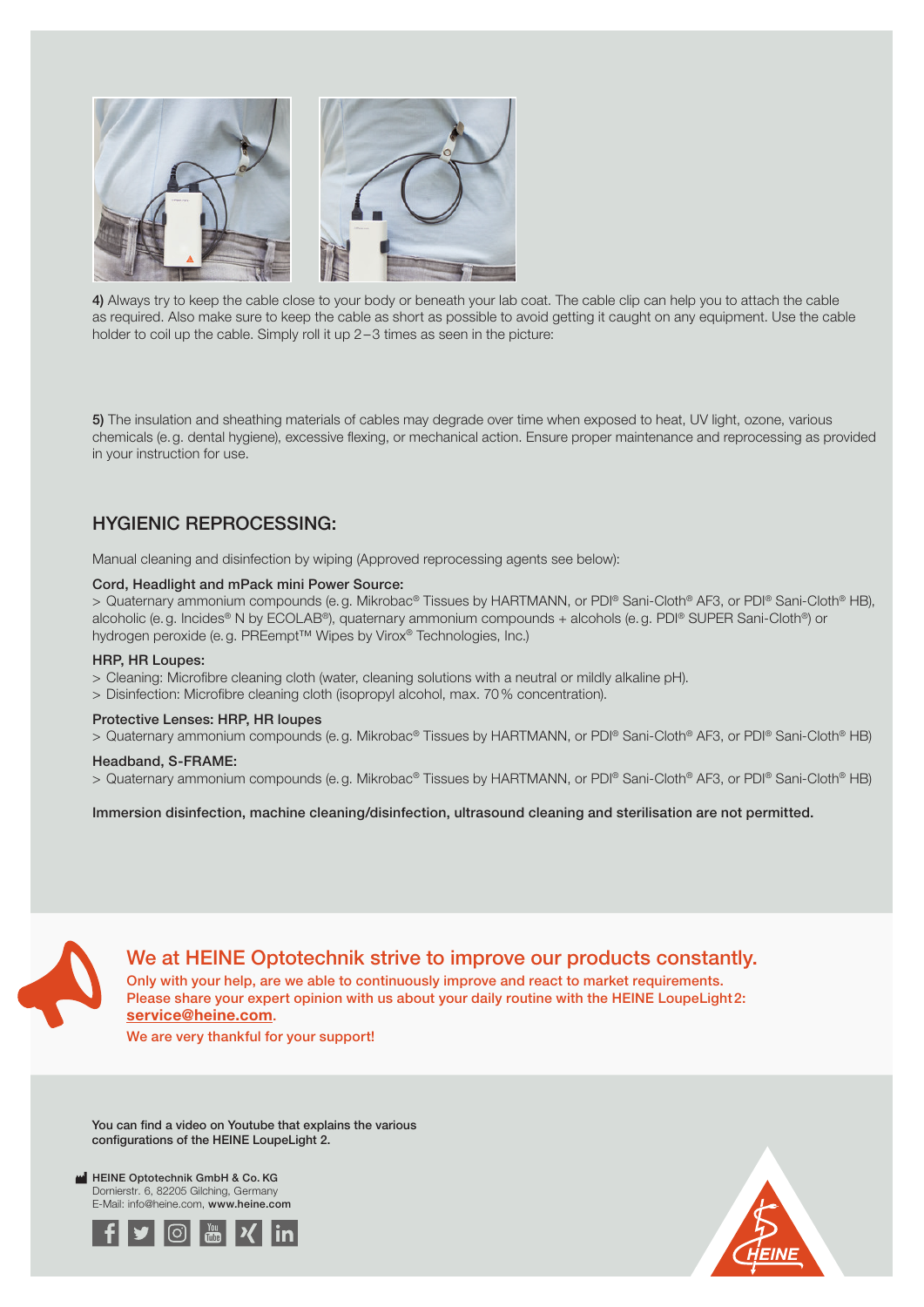**4)** Always try to keep the cable close to your body or beneath your lab coat. The cable clip can help you to attach the cable as required. Also make sure to keep the cable as short as possible to avoid getting it caught on any equipment. Use the cable holder to coil up the cable. Simply roll it up 2–3 times as seen in the picture:

**5)** The insulation and sheathing materials of cables may degrade over time when exposed to heat, UV light, ozone, various chemicals (e.g. dental hygiene), excessive flexing, or mechanical action. Ensure proper maintenance and reprocessing as provided in your instruction for use.

## HYGIENIC REPROCESSING:

Manual cleaning and disinfection by wiping (Approved reprocessing agents see below):

**Cord, Headlight and mPack mini Power Source:**

> Quaternary ammonium compounds (e.g. Mikrobac® Tissues by HARTMANN, or PDI® Sani-Cloth® AF3, or PDI® Sani-Cloth® HB), alcoholic (e.g. Incides® N by ECOLAB®), quaternary ammonium compounds + alcohols (e.g. PDI® SUPER Sani-Cloth®) or hydrogen peroxide (e.g. PREempt™ Wipes by Virox® Technologies, Inc.)

**HRP, HR Loupes:**

> Cleaning: Microfibre cleaning cloth (water, cleaning solutions with a neutral or mildly alkaline pH).
> Disinfection: Microfibre cleaning cloth (isopropyl alcohol, max. 70% concentration).

**Protective Lenses: HRP, HR loupes**

> Quaternary ammonium compounds (e.g. Mikrobac® Tissues by HARTMANN, or PDI® Sani-Cloth® AF3, or PDI® Sani-Cloth® HB)

**Headband, S-FRAME:**

> Quaternary ammonium compounds (e.g. Mikrobac® Tissues by HARTMANN, or PDI® Sani-Cloth® AF3, or PDI® Sani-Cloth® HB)

**Immersion disinfection, machine cleaning/disinfection, ultrasound cleaning and sterilisation are not permitted.**

## We at HEINE Optotechnik strive to improve our products constantly.

Only with your help, are we able to continuously improve and react to market requirements.
Please share your expert opinion with us about your daily routine with the HEINE LoupeLight 2:
**service@heine.com**.

We are very thankful for your support!

**You can find a video on Youtube that explains the various configurations of the HEINE LoupeLight 2.**

**HEINE Optotechnik GmbH & Co. KG**
Dornierstr. 6, 82205 Gilching, Germany
E-Mail: info@heine.com, **www.heine.com**